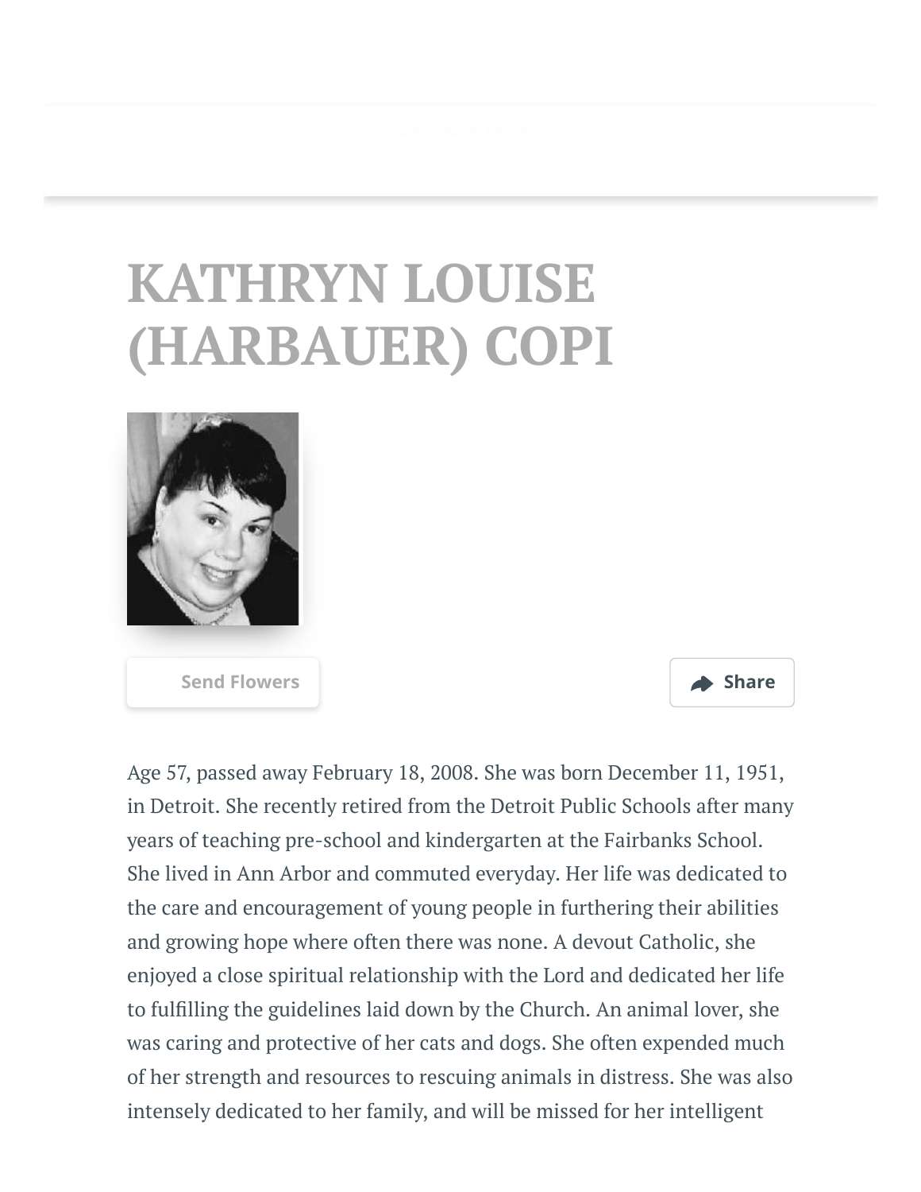# KATHRYN LOUISE (HARBAUER) COPI

Send Flowers

Share

Age 57, passed away February 18, 2008. She was born December 11, 1951, in Detroit. She recently retired from the Detroit Public Schools after many years of teaching pre-school and kindergarten at the Fairbanks School. She lived in Ann Arbor and commuted everyday. Her life was dedicated to the care and encouragement of young people in furthering their abilities and growing hope where often there was none. A devout Catholic, she enjoyed a close spiritual relationship with the Lord and dedicated her life to fulfilling the guidelines laid down by the Church. An animal lover, she was caring and protective of her cats and dogs. She often expended much of her strength and resources to rescuing animals in distress. She was also intensely dedicated to her family, and will be missed for her intelligent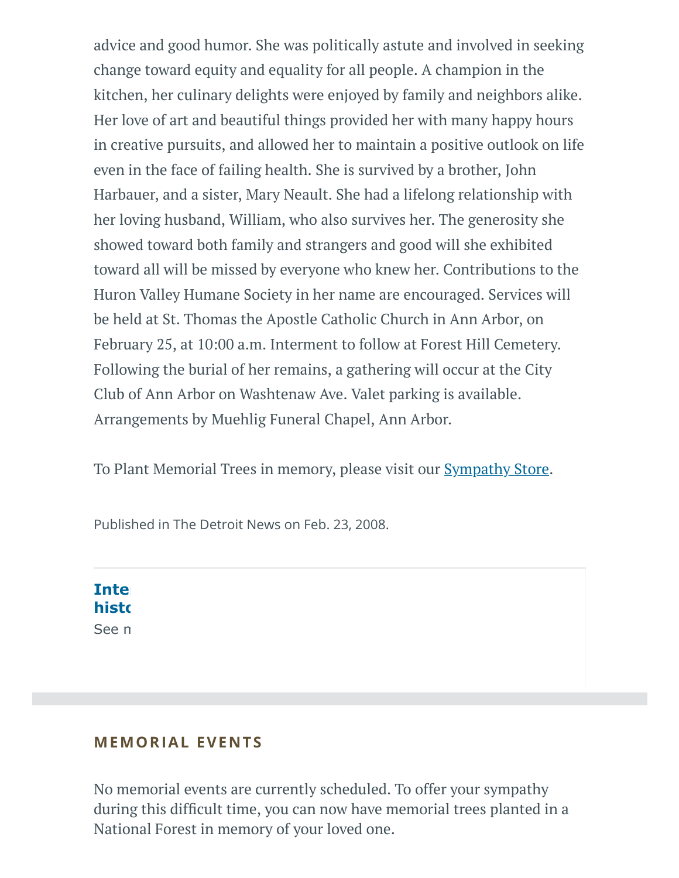advice and good humor. She was politically astute and involved in seeking change toward equity and equality for all people. A champion in the kitchen, her culinary delights were enjoyed by family and neighbors alike. Her love of art and beautiful things provided her with many happy hours in creative pursuits, and allowed her to maintain a positive outlook on life even in the face of failing health. She is survived by a brother, John Harbauer, and a sister, Mary Neault. She had a lifelong relationship with her loving husband, William, who also survives her. The generosity she showed toward both family and strangers and good will she exhibited toward all will be missed by everyone who knew her. Contributions to the Huron Valley Humane Society in her name are encouraged. Services will be held at St. Thomas the Apostle Catholic Church in Ann Arbor, on February 25, at 10:00 a.m. Interment to follow at Forest Hill Cemetery. Following the burial of her remains, a gathering will occur at the City Club of Ann Arbor on Washtenaw Ave. Valet parking is available. Arrangements by Muehlig Funeral Chapel, Ann Arbor.

To Plant Memorial Trees in memory, please visit our Sympathy Store.

Published in The Detroit News on Feb. 23, 2008.

**Inte**
**histo**
See n

## MEMORIAL EVENTS

No memorial events are currently scheduled. To offer your sympathy during this difficult time, you can now have memorial trees planted in a National Forest in memory of your loved one.